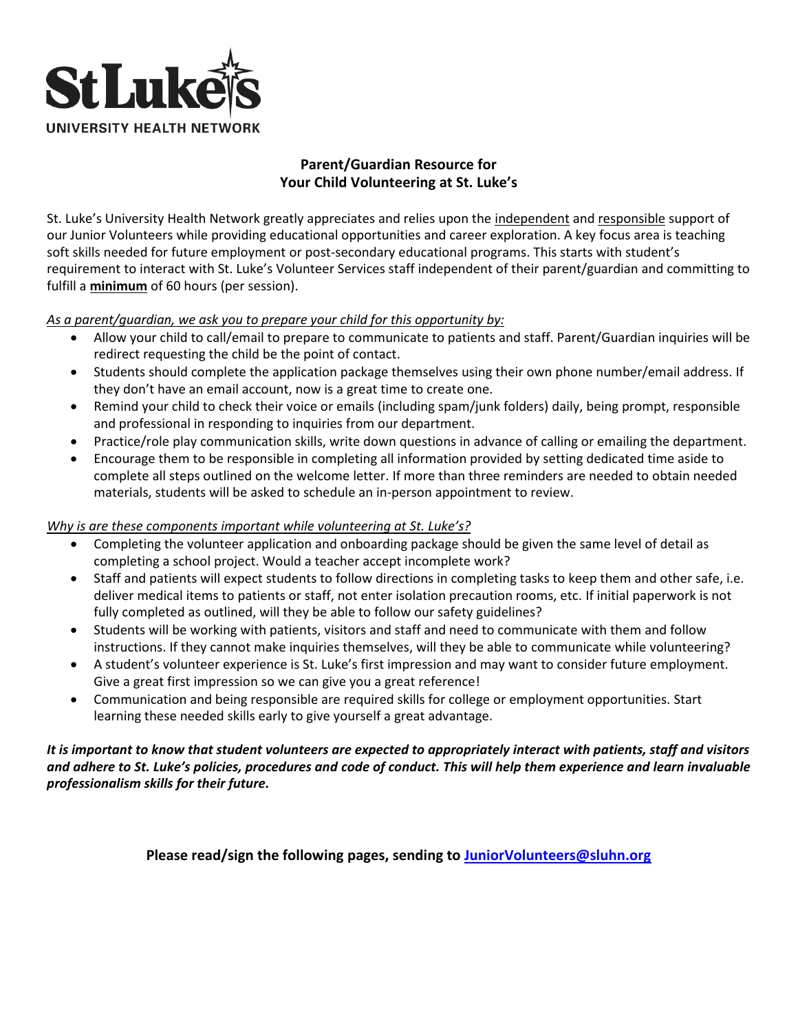St Luke's
UNIVERSITY HEALTH NETWORK

## Parent/Guardian Resource for Your Child Volunteering at St. Luke's

St. Luke's University Health Network greatly appreciates and relies upon the independent and responsible support of our Junior Volunteers while providing educational opportunities and career exploration. A key focus area is teaching soft skills needed for future employment or post-secondary educational programs. This starts with student's requirement to interact with St. Luke's Volunteer Services staff independent of their parent/guardian and committing to fulfill a **minimum** of 60 hours (per session).

*As a parent/guardian, we ask you to prepare your child for this opportunity by:*

- Allow your child to call/email to prepare to communicate to patients and staff. Parent/Guardian inquiries will be redirect requesting the child be the point of contact.
- Students should complete the application package themselves using their own phone number/email address. If they don't have an email account, now is a great time to create one.
- Remind your child to check their voice or emails (including spam/junk folders) daily, being prompt, responsible and professional in responding to inquiries from our department.
- Practice/role play communication skills, write down questions in advance of calling or emailing the department.
- Encourage them to be responsible in completing all information provided by setting dedicated time aside to complete all steps outlined on the welcome letter. If more than three reminders are needed to obtain needed materials, students will be asked to schedule an in-person appointment to review.

*Why is are these components important while volunteering at St. Luke's?*

- Completing the volunteer application and onboarding package should be given the same level of detail as completing a school project. Would a teacher accept incomplete work?
- Staff and patients will expect students to follow directions in completing tasks to keep them and other safe, i.e. deliver medical items to patients or staff, not enter isolation precaution rooms, etc. If initial paperwork is not fully completed as outlined, will they be able to follow our safety guidelines?
- Students will be working with patients, visitors and staff and need to communicate with them and follow instructions. If they cannot make inquiries themselves, will they be able to communicate while volunteering?
- A student's volunteer experience is St. Luke's first impression and may want to consider future employment. Give a great first impression so we can give you a great reference!
- Communication and being responsible are required skills for college or employment opportunities. Start learning these needed skills early to give yourself a great advantage.

***It is important to know that student volunteers are expected to appropriately interact with patients, staff and visitors and adhere to St. Luke's policies, procedures and code of conduct. This will help them experience and learn invaluable professionalism skills for their future.***

**Please read/sign the following pages, sending to JuniorVolunteers@sluhn.org**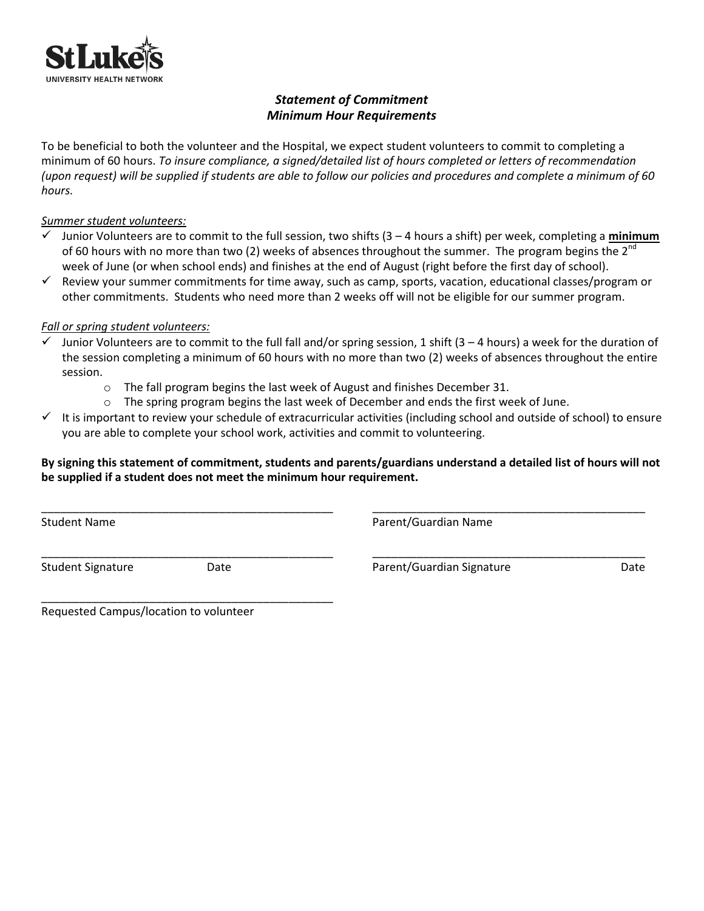St Luke's
UNIVERSITY HEALTH NETWORK

### *Statement of Commitment*
### *Minimum Hour Requirements*

To be beneficial to both the volunteer and the Hospital, we expect student volunteers to commit to completing a minimum of 60 hours. *To insure compliance, a signed/detailed list of hours completed or letters of recommendation (upon request) will be supplied if students are able to follow our policies and procedures and complete a minimum of 60 hours.*

*Summer student volunteers:*

- ✓ Junior Volunteers are to commit to the full session, two shifts (3 – 4 hours a shift) per week, completing a **minimum** of 60 hours with no more than two (2) weeks of absences throughout the summer. The program begins the 2nd week of June (or when school ends) and finishes at the end of August (right before the first day of school).
- ✓ Review your summer commitments for time away, such as camp, sports, vacation, educational classes/program or other commitments. Students who need more than 2 weeks off will not be eligible for our summer program.

*Fall or spring student volunteers:*

- ✓ Junior Volunteers are to commit to the full fall and/or spring session, 1 shift (3 – 4 hours) a week for the duration of the session completing a minimum of 60 hours with no more than two (2) weeks of absences throughout the entire session.
  - o The fall program begins the last week of August and finishes December 31.
  - o The spring program begins the last week of December and ends the first week of June.
- ✓ It is important to review your schedule of extracurricular activities (including school and outside of school) to ensure you are able to complete your school work, activities and commit to volunteering.

**By signing this statement of commitment, students and parents/guardians understand a detailed list of hours will not be supplied if a student does not meet the minimum hour requirement.**

_______________________________________________ _____________________________________________
Student Name Parent/Guardian Name

_______________________________________________ _____________________________________________
Student Signature Date Parent/Guardian Signature Date

_______________________________________________
Requested Campus/location to volunteer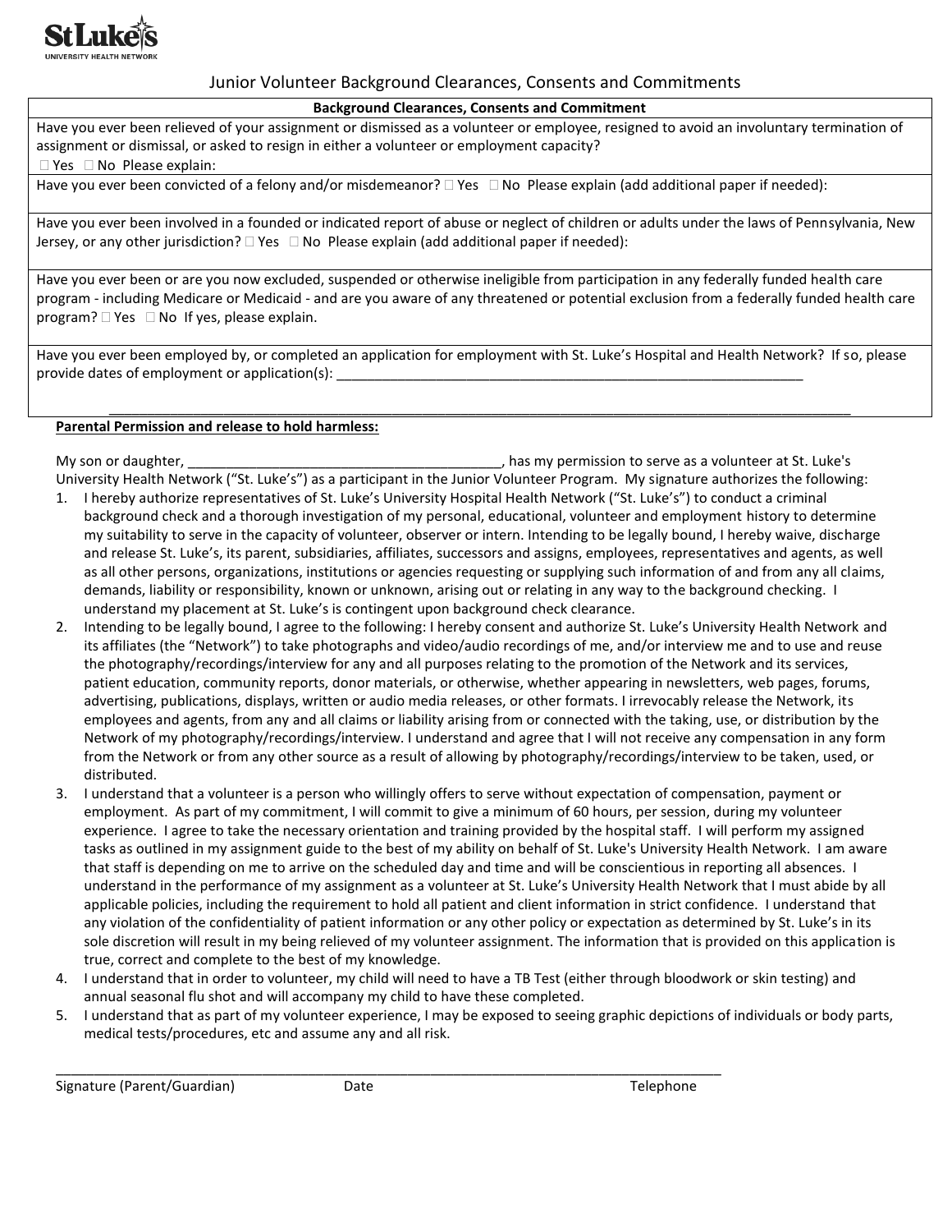St Luke's
UNIVERSITY HEALTH NETWORK

# Junior Volunteer Background Clearances, Consents and Commitments

| Background Clearances, Consents and Commitment |
| --- |
| Have you ever been relieved of your assignment or dismissed as a volunteer or employee, resigned to avoid an involuntary termination of assignment or dismissal, or asked to resign in either a volunteer or employment capacity? ☐ Yes ☐ No Please explain: |
| Have you ever been convicted of a felony and/or misdemeanor? ☐ Yes ☐ No Please explain (add additional paper if needed): |
| Have you ever been involved in a founded or indicated report of abuse or neglect of children or adults under the laws of Pennsylvania, New Jersey, or any other jurisdiction? ☐ Yes ☐ No Please explain (add additional paper if needed): |
| Have you ever been or are you now excluded, suspended or otherwise ineligible from participation in any federally funded health care program - including Medicare or Medicaid - and are you aware of any threatened or potential exclusion from a federally funded health care program? ☐ Yes ☐ No If yes, please explain. |
| Have you ever been employed by, or completed an application for employment with St. Luke's Hospital and Health Network? If so, please provide dates of employment or application(s): ________________________________________________________________ ______________________________________________________________________________________ |

**Parental Permission and release to hold harmless:**

My son or daughter, _________________________________________, has my permission to serve as a volunteer at St. Luke's University Health Network ("St. Luke's") as a participant in the Junior Volunteer Program. My signature authorizes the following:

1. I hereby authorize representatives of St. Luke's University Hospital Health Network ("St. Luke's") to conduct a criminal background check and a thorough investigation of my personal, educational, volunteer and employment history to determine my suitability to serve in the capacity of volunteer, observer or intern. Intending to be legally bound, I hereby waive, discharge and release St. Luke's, its parent, subsidiaries, affiliates, successors and assigns, employees, representatives and agents, as well as all other persons, organizations, institutions or agencies requesting or supplying such information of and from any all claims, demands, liability or responsibility, known or unknown, arising out or relating in any way to the background checking. I understand my placement at St. Luke's is contingent upon background check clearance.
2. Intending to be legally bound, I agree to the following: I hereby consent and authorize St. Luke's University Health Network and its affiliates (the "Network") to take photographs and video/audio recordings of me, and/or interview me and to use and reuse the photography/recordings/interview for any and all purposes relating to the promotion of the Network and its services, patient education, community reports, donor materials, or otherwise, whether appearing in newsletters, web pages, forums, advertising, publications, displays, written or audio media releases, or other formats. I irrevocably release the Network, its employees and agents, from any and all claims or liability arising from or connected with the taking, use, or distribution by the Network of my photography/recordings/interview. I understand and agree that I will not receive any compensation in any form from the Network or from any other source as a result of allowing by photography/recordings/interview to be taken, used, or distributed.
3. I understand that a volunteer is a person who willingly offers to serve without expectation of compensation, payment or employment. As part of my commitment, I will commit to give a minimum of 60 hours, per session, during my volunteer experience. I agree to take the necessary orientation and training provided by the hospital staff. I will perform my assigned tasks as outlined in my assignment guide to the best of my ability on behalf of St. Luke's University Health Network. I am aware that staff is depending on me to arrive on the scheduled day and time and will be conscientious in reporting all absences. I understand in the performance of my assignment as a volunteer at St. Luke's University Health Network that I must abide by all applicable policies, including the requirement to hold all patient and client information in strict confidence. I understand that any violation of the confidentiality of patient information or any other policy or expectation as determined by St. Luke's in its sole discretion will result in my being relieved of my volunteer assignment. The information that is provided on this application is true, correct and complete to the best of my knowledge.
4. I understand that in order to volunteer, my child will need to have a TB Test (either through bloodwork or skin testing) and annual seasonal flu shot and will accompany my child to have these completed.
5. I understand that as part of my volunteer experience, I may be exposed to seeing graphic depictions of individuals or body parts, medical tests/procedures, etc and assume any and all risk.

______________________________________________________________________________________

Signature (Parent/Guardian) Date Telephone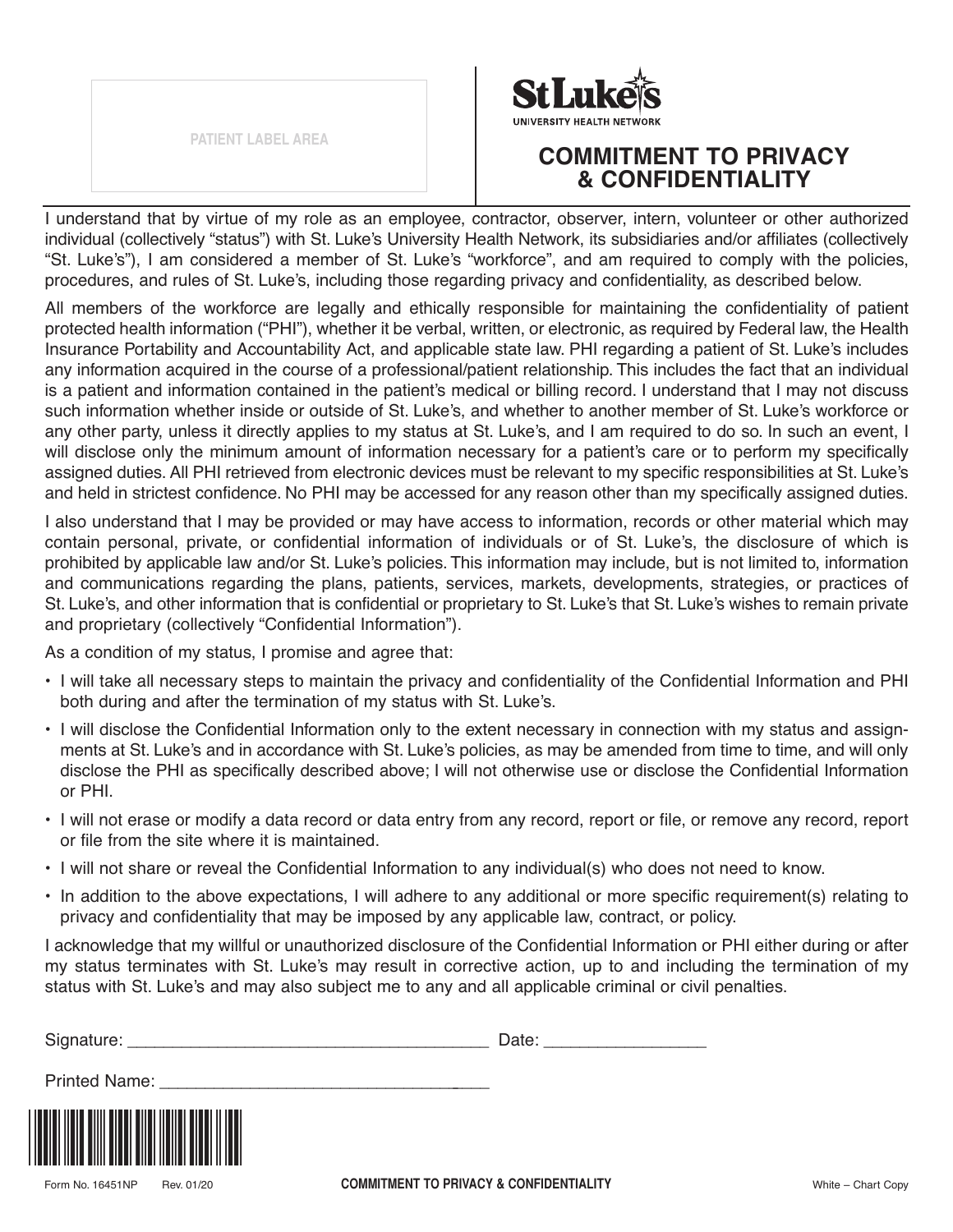PATIENT LABEL AREA

St Luke's
UNIVERSITY HEALTH NETWORK

# COMMITMENT TO PRIVACY & CONFIDENTIALITY

I understand that by virtue of my role as an employee, contractor, observer, intern, volunteer or other authorized individual (collectively "status") with St. Luke's University Health Network, its subsidiaries and/or affiliates (collectively "St. Luke's"), I am considered a member of St. Luke's "workforce", and am required to comply with the policies, procedures, and rules of St. Luke's, including those regarding privacy and confidentiality, as described below.

All members of the workforce are legally and ethically responsible for maintaining the confidentiality of patient protected health information ("PHI"), whether it be verbal, written, or electronic, as required by Federal law, the Health Insurance Portability and Accountability Act, and applicable state law. PHI regarding a patient of St. Luke's includes any information acquired in the course of a professional/patient relationship. This includes the fact that an individual is a patient and information contained in the patient's medical or billing record. I understand that I may not discuss such information whether inside or outside of St. Luke's, and whether to another member of St. Luke's workforce or any other party, unless it directly applies to my status at St. Luke's, and I am required to do so. In such an event, I will disclose only the minimum amount of information necessary for a patient's care or to perform my specifically assigned duties. All PHI retrieved from electronic devices must be relevant to my specific responsibilities at St. Luke's and held in strictest confidence. No PHI may be accessed for any reason other than my specifically assigned duties.

I also understand that I may be provided or may have access to information, records or other material which may contain personal, private, or confidential information of individuals or of St. Luke's, the disclosure of which is prohibited by applicable law and/or St. Luke's policies. This information may include, but is not limited to, information and communications regarding the plans, patients, services, markets, developments, strategies, or practices of St. Luke's, and other information that is confidential or proprietary to St. Luke's that St. Luke's wishes to remain private and proprietary (collectively "Confidential Information").

As a condition of my status, I promise and agree that:

- I will take all necessary steps to maintain the privacy and confidentiality of the Confidential Information and PHI both during and after the termination of my status with St. Luke's.
- I will disclose the Confidential Information only to the extent necessary in connection with my status and assignments at St. Luke's and in accordance with St. Luke's policies, as may be amended from time to time, and will only disclose the PHI as specifically described above; I will not otherwise use or disclose the Confidential Information or PHI.
- I will not erase or modify a data record or data entry from any record, report or file, or remove any record, report or file from the site where it is maintained.
- I will not share or reveal the Confidential Information to any individual(s) who does not need to know.
- In addition to the above expectations, I will adhere to any additional or more specific requirement(s) relating to privacy and confidentiality that may be imposed by any applicable law, contract, or policy.

I acknowledge that my willful or unauthorized disclosure of the Confidential Information or PHI either during or after my status terminates with St. Luke's may result in corrective action, up to and including the termination of my status with St. Luke's and may also subject me to any and all applicable criminal or civil penalties.

Signature: ______________________________________ Date: ________________

Printed Name: ___________________________________

Form No. 16451NP Rev. 01/20 COMMITMENT TO PRIVACY & CONFIDENTIALITY White – Chart Copy